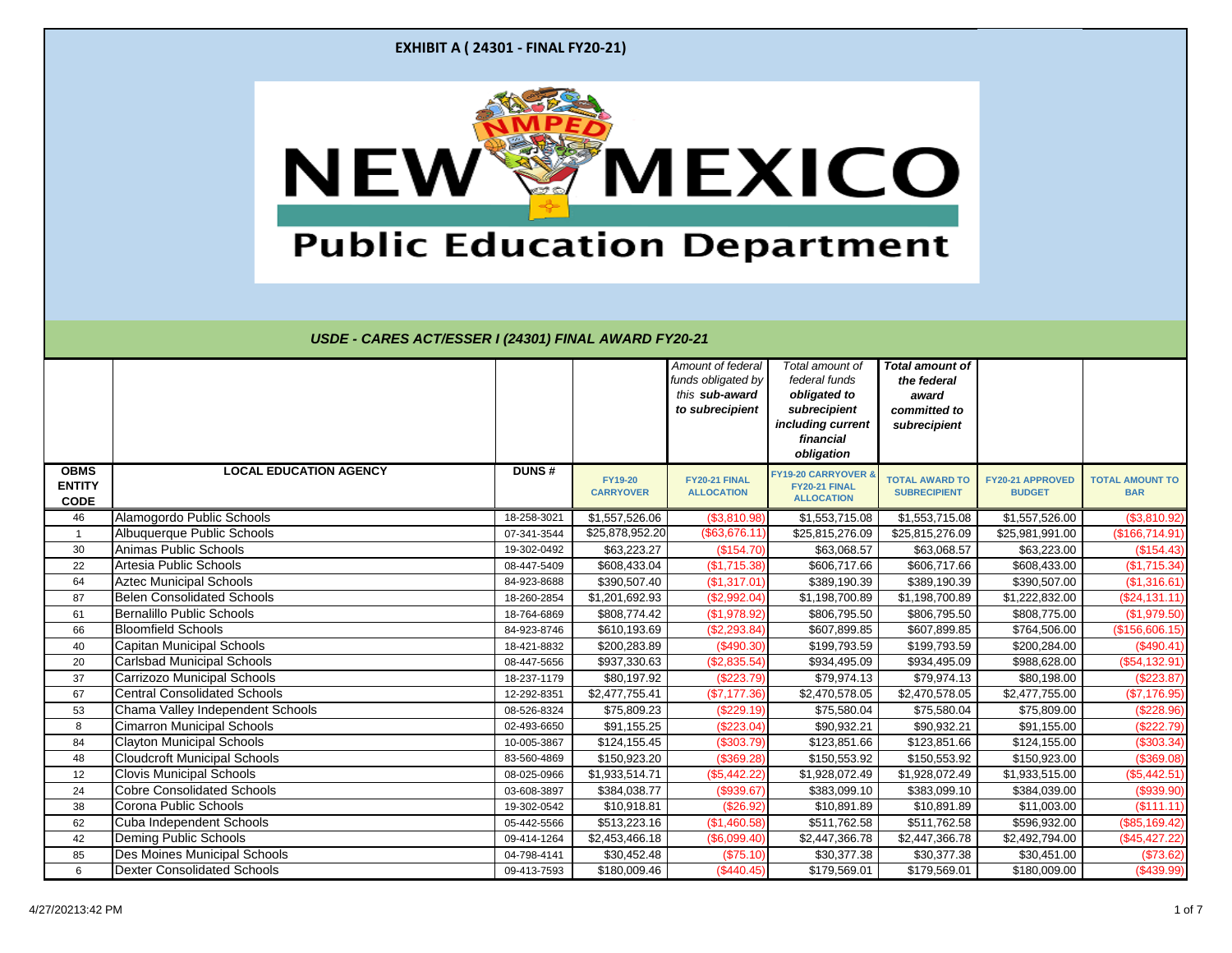**EXHIBIT A ( 24301 - FINAL FY20-21)**

NEW MEXICO Public Education Department

*USDE - CARES ACT/ESSER I (24301) FINAL AWARD FY20-21*

| | | | | *Amount of federal funds obligated by this **sub-award** to subrecipient* | *Total amount of federal funds **obligated to subrecipient including current financial obligation*** | ***Total amount of the federal award committed to subrecipient*** | | |
|---|---|---|---|---|---|---|---|---|
| **OBMS ENTITY CODE** | **LOCAL EDUCATION AGENCY** | **DUNS #** | **FY19-20 CARRYOVER** | **FY20-21 FINAL ALLOCATION** | **FY19-20 CARRYOVER & FY20-21 FINAL ALLOCATION** | **TOTAL AWARD TO SUBRECIPIENT** | **FY20-21 APPROVED BUDGET** | **TOTAL AMOUNT TO BAR** |
| 46 | Alamogordo Public Schools | 18-258-3021 | $1,557,526.06 | ($3,810.98) | $1,553,715.08 | $1,553,715.08 | $1,557,526.00 | ($3,810.92) |
| 1 | Albuquerque Public Schools | 07-341-3544 | $25,878,952.20 | ($63,676.11) | $25,815,276.09 | $25,815,276.09 | $25,981,991.00 | ($166,714.91) |
| 30 | Animas Public Schools | 19-302-0492 | $63,223.27 | ($154.70) | $63,068.57 | $63,068.57 | $63,223.00 | ($154.43) |
| 22 | Artesia Public Schools | 08-447-5409 | $608,433.04 | ($1,715.38) | $606,717.66 | $606,717.66 | $608,433.00 | ($1,715.34) |
| 64 | Aztec Municipal Schools | 84-923-8688 | $390,507.40 | ($1,317.01) | $389,190.39 | $389,190.39 | $390,507.00 | ($1,316.61) |
| 87 | Belen Consolidated Schools | 18-260-2854 | $1,201,692.93 | ($2,992.04) | $1,198,700.89 | $1,198,700.89 | $1,222,832.00 | ($24,131.11) |
| 61 | Bernalillo Public Schools | 18-764-6869 | $808,774.42 | ($1,978.92) | $806,795.50 | $806,795.50 | $808,775.00 | ($1,979.50) |
| 66 | Bloomfield Schools | 84-923-8746 | $610,193.69 | ($2,293.84) | $607,899.85 | $607,899.85 | $764,506.00 | ($156,606.15) |
| 40 | Capitan Municipal Schools | 18-421-8832 | $200,283.89 | ($490.30) | $199,793.59 | $199,793.59 | $200,284.00 | ($490.41) |
| 20 | Carlsbad Municipal Schools | 08-447-5656 | $937,330.63 | ($2,835.54) | $934,495.09 | $934,495.09 | $988,628.00 | ($54,132.91) |
| 37 | Carrizozo Municipal Schools | 18-237-1179 | $80,197.92 | ($223.79) | $79,974.13 | $79,974.13 | $80,198.00 | ($223.87) |
| 67 | Central Consolidated Schools | 12-292-8351 | $2,477,755.41 | ($7,177.36) | $2,470,578.05 | $2,470,578.05 | $2,477,755.00 | ($7,176.95) |
| 53 | Chama Valley Independent Schools | 08-526-8324 | $75,809.23 | ($229.19) | $75,580.04 | $75,580.04 | $75,809.00 | ($228.96) |
| 8 | Cimarron Municipal Schools | 02-493-6650 | $91,155.25 | ($223.04) | $90,932.21 | $90,932.21 | $91,155.00 | ($222.79) |
| 84 | Clayton Municipal Schools | 10-005-3867 | $124,155.45 | ($303.79) | $123,851.66 | $123,851.66 | $124,155.00 | ($303.34) |
| 48 | Cloudcroft Municipal Schools | 83-560-4869 | $150,923.20 | ($369.28) | $150,553.92 | $150,553.92 | $150,923.00 | ($369.08) |
| 12 | Clovis Municipal Schools | 08-025-0966 | $1,933,514.71 | ($5,442.22) | $1,928,072.49 | $1,928,072.49 | $1,933,515.00 | ($5,442.51) |
| 24 | Cobre Consolidated Schools | 03-608-3897 | $384,038.77 | ($939.67) | $383,099.10 | $383,099.10 | $384,039.00 | ($939.90) |
| 38 | Corona Public Schools | 19-302-0542 | $10,918.81 | ($26.92) | $10,891.89 | $10,891.89 | $11,003.00 | ($111.11) |
| 62 | Cuba Independent Schools | 05-442-5566 | $513,223.16 | ($1,460.58) | $511,762.58 | $511,762.58 | $596,932.00 | ($85,169.42) |
| 42 | Deming Public Schools | 09-414-1264 | $2,453,466.18 | ($6,099.40) | $2,447,366.78 | $2,447,366.78 | $2,492,794.00 | ($45,427.22) |
| 85 | Des Moines Municipal Schools | 04-798-4141 | $30,452.48 | ($75.10) | $30,377.38 | $30,377.38 | $30,451.00 | ($73.62) |
| 6 | Dexter Consolidated Schools | 09-413-7593 | $180,009.46 | ($440.45) | $179,569.01 | $179,569.01 | $180,009.00 | ($439.99) |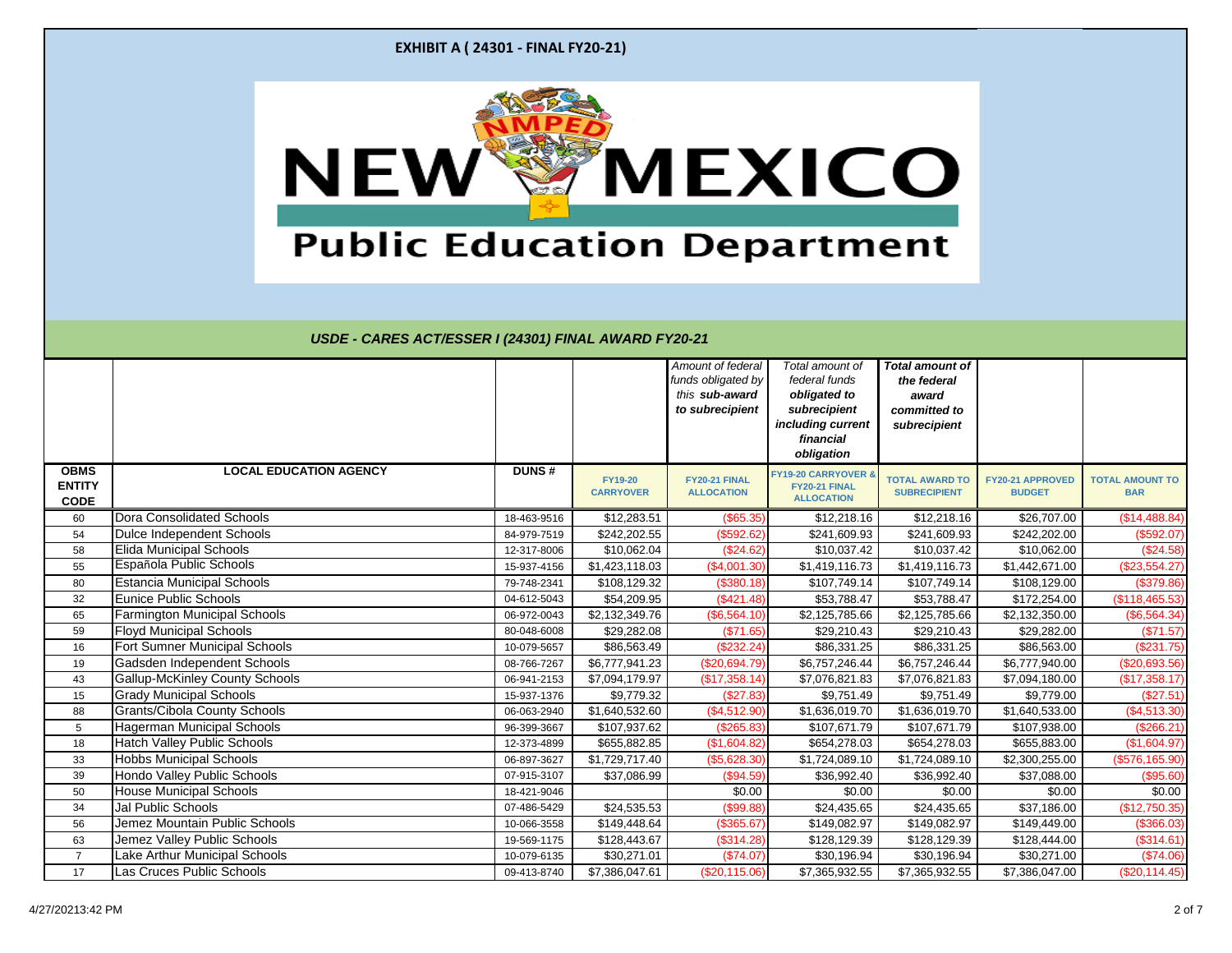EXHIBIT A ( 24301 - FINAL FY20-21)

NEW MEXICO Public Education Department

*USDE - CARES ACT/ESSER I (24301) FINAL AWARD FY20-21*

| | | | | *Amount of federal funds obligated by this **sub-award** to subrecipient* | ***Total amount of federal funds obligated to subrecipient including current financial obligation*** | ***Total amount of the federal award committed to subrecipient*** | | |
|---|---|---|---|---|---|---|---|---|
| **OBMS ENTITY CODE** | **LOCAL EDUCATION AGENCY** | **DUNS #** | **FY19-20 CARRYOVER** | **FY20-21 FINAL ALLOCATION** | **FY19-20 CARRYOVER & FY20-21 FINAL ALLOCATION** | **TOTAL AWARD TO SUBRECIPIENT** | **FY20-21 APPROVED BUDGET** | **TOTAL AMOUNT TO BAR** |
| 60 | Dora Consolidated Schools | 18-463-9516 | $12,283.51 | ($65.35) | $12,218.16 | $12,218.16 | $26,707.00 | ($14,488.84) |
| 54 | Dulce Independent Schools | 84-979-7519 | $242,202.55 | ($592.62) | $241,609.93 | $241,609.93 | $242,202.00 | ($592.07) |
| 58 | Elida Municipal Schools | 12-317-8006 | $10,062.04 | ($24.62) | $10,037.42 | $10,037.42 | $10,062.00 | ($24.58) |
| 55 | Española Public Schools | 15-937-4156 | $1,423,118.03 | ($4,001.30) | $1,419,116.73 | $1,419,116.73 | $1,442,671.00 | ($23,554.27) |
| 80 | Estancia Municipal Schools | 79-748-2341 | $108,129.32 | ($380.18) | $107,749.14 | $107,749.14 | $108,129.00 | ($379.86) |
| 32 | Eunice Public Schools | 04-612-5043 | $54,209.95 | ($421.48) | $53,788.47 | $53,788.47 | $172,254.00 | ($118,465.53) |
| 65 | Farmington Municipal Schools | 06-972-0043 | $2,132,349.76 | ($6,564.10) | $2,125,785.66 | $2,125,785.66 | $2,132,350.00 | ($6,564.34) |
| 59 | Floyd Municipal Schools | 80-048-6008 | $29,282.08 | ($71.65) | $29,210.43 | $29,210.43 | $29,282.00 | ($71.57) |
| 16 | Fort Sumner Municipal Schools | 10-079-5657 | $86,563.49 | ($232.24) | $86,331.25 | $86,331.25 | $86,563.00 | ($231.75) |
| 19 | Gadsden Independent Schools | 08-766-7267 | $6,777,941.23 | ($20,694.79) | $6,757,246.44 | $6,757,246.44 | $6,777,940.00 | ($20,693.56) |
| 43 | Gallup-McKinley County Schools | 06-941-2153 | $7,094,179.97 | ($17,358.14) | $7,076,821.83 | $7,076,821.83 | $7,094,180.00 | ($17,358.17) |
| 15 | Grady Municipal Schools | 15-937-1376 | $9,779.32 | ($27.83) | $9,751.49 | $9,751.49 | $9,779.00 | ($27.51) |
| 88 | Grants/Cibola County Schools | 06-063-2940 | $1,640,532.60 | ($4,512.90) | $1,636,019.70 | $1,636,019.70 | $1,640,533.00 | ($4,513.30) |
| 5 | Hagerman Municipal Schools | 96-399-3667 | $107,937.62 | ($265.83) | $107,671.79 | $107,671.79 | $107,938.00 | ($266.21) |
| 18 | Hatch Valley Public Schools | 12-373-4899 | $655,882.85 | ($1,604.82) | $654,278.03 | $654,278.03 | $655,883.00 | ($1,604.97) |
| 33 | Hobbs Municipal Schools | 06-897-3627 | $1,729,717.40 | ($5,628.30) | $1,724,089.10 | $1,724,089.10 | $2,300,255.00 | ($576,165.90) |
| 39 | Hondo Valley Public Schools | 07-915-3107 | $37,086.99 | ($94.59) | $36,992.40 | $36,992.40 | $37,088.00 | ($95.60) |
| 50 | House Municipal Schools | 18-421-9046 | | $0.00 | $0.00 | $0.00 | $0.00 | $0.00 |
| 34 | Jal Public Schools | 07-486-5429 | $24,535.53 | ($99.88) | $24,435.65 | $24,435.65 | $37,186.00 | ($12,750.35) |
| 56 | Jemez Mountain Public Schools | 10-066-3558 | $149,448.64 | ($365.67) | $149,082.97 | $149,082.97 | $149,449.00 | ($366.03) |
| 63 | Jemez Valley Public Schools | 19-569-1175 | $128,443.67 | ($314.28) | $128,129.39 | $128,129.39 | $128,444.00 | ($314.61) |
| 7 | Lake Arthur Municipal Schools | 10-079-6135 | $30,271.01 | ($74.07) | $30,196.94 | $30,196.94 | $30,271.00 | ($74.06) |
| 17 | Las Cruces Public Schools | 09-413-8740 | $7,386,047.61 | ($20,115.06) | $7,365,932.55 | $7,365,932.55 | $7,386,047.00 | ($20,114.45) |

4/27/20213:42 PM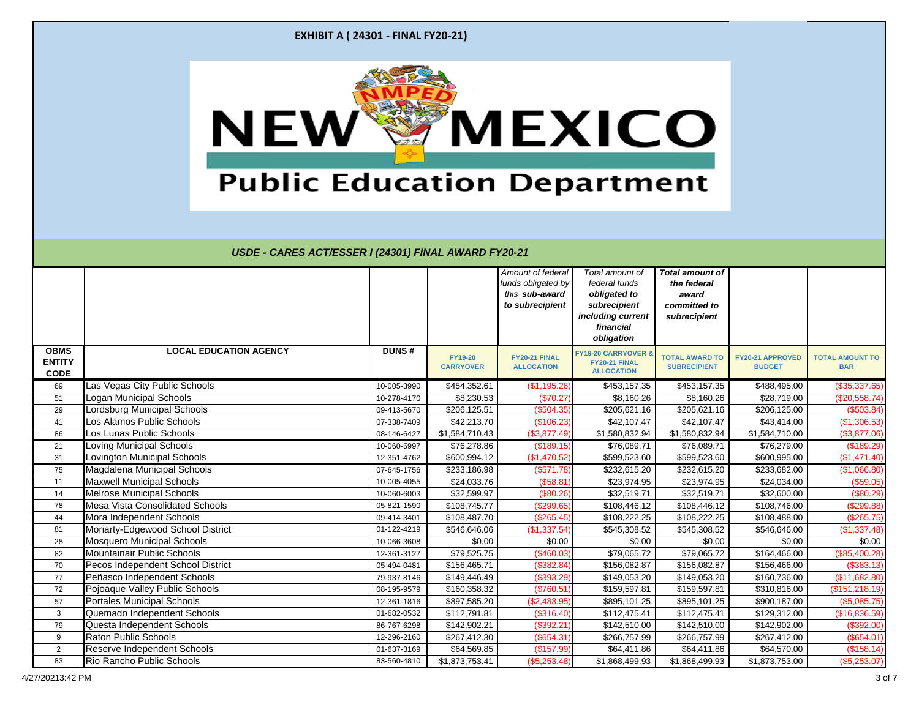**EXHIBIT A ( 24301 - FINAL FY20-21)**

New Mexico Public Education Department

*USDE - CARES ACT/ESSER I (24301) FINAL AWARD FY20-21*

| | | | | *Amount of federal funds obligated by this **sub-award** to subrecipient* | *Total amount of federal funds **obligated to subrecipient including current financial obligation*** | ***Total amount of the federal award committed to subrecipient*** | | |
|---|---|---|---|---|---|---|---|---|
| **OBMS ENTITY CODE** | **LOCAL EDUCATION AGENCY** | **DUNS #** | **FY19-20 CARRYOVER** | **FY20-21 FINAL ALLOCATION** | **FY19-20 CARRYOVER & FY20-21 FINAL ALLOCATION** | **TOTAL AWARD TO SUBRECIPIENT** | **FY20-21 APPROVED BUDGET** | **TOTAL AMOUNT TO BAR** |
| 69 | Las Vegas City Public Schools | 10-005-3990 | $454,352.61 | ($1,195.26) | $453,157.35 | $453,157.35 | $488,495.00 | ($35,337.65) |
| 51 | Logan Municipal Schools | 10-278-4170 | $8,230.53 | ($70.27) | $8,160.26 | $8,160.26 | $28,719.00 | ($20,558.74) |
| 29 | Lordsburg Municipal Schools | 09-413-5670 | $206,125.51 | ($504.35) | $205,621.16 | $205,621.16 | $206,125.00 | ($503.84) |
| 41 | Los Alamos Public Schools | 07-338-7409 | $42,213.70 | ($106.23) | $42,107.47 | $42,107.47 | $43,414.00 | ($1,306.53) |
| 86 | Los Lunas Public Schools | 08-146-6427 | $1,584,710.43 | ($3,877.49) | $1,580,832.94 | $1,580,832.94 | $1,584,710.00 | ($3,877.06) |
| 21 | Loving Municipal Schools | 10-060-5997 | $76,278.86 | ($189.15) | $76,089.71 | $76,089.71 | $76,279.00 | ($189.29) |
| 31 | Lovington Municipal Schools | 12-351-4762 | $600,994.12 | ($1,470.52) | $599,523.60 | $599,523.60 | $600,995.00 | ($1,471.40) |
| 75 | Magdalena Municipal Schools | 07-645-1756 | $233,186.98 | ($571.78) | $232,615.20 | $232,615.20 | $233,682.00 | ($1,066.80) |
| 11 | Maxwell Municipal Schools | 10-005-4055 | $24,033.76 | ($58.81) | $23,974.95 | $23,974.95 | $24,034.00 | ($59.05) |
| 14 | Melrose Municipal Schools | 10-060-6003 | $32,599.97 | ($80.26) | $32,519.71 | $32,519.71 | $32,600.00 | ($80.29) |
| 78 | Mesa Vista Consolidated Schools | 05-821-1590 | $108,745.77 | ($299.65) | $108,446.12 | $108,446.12 | $108,746.00 | ($299.88) |
| 44 | Mora Independent Schools | 09-414-3401 | $108,487.70 | ($265.45) | $108,222.25 | $108,222.25 | $108,488.00 | ($265.75) |
| 81 | Moriarty-Edgewood School District | 01-122-4219 | $546,646.06 | ($1,337.54) | $545,308.52 | $545,308.52 | $546,646.00 | ($1,337.48) |
| 28 | Mosquero Municipal Schools | 10-066-3608 | $0.00 | $0.00 | $0.00 | $0.00 | $0.00 | $0.00 |
| 82 | Mountainair Public Schools | 12-361-3127 | $79,525.75 | ($460.03) | $79,065.72 | $79,065.72 | $164,466.00 | ($85,400.28) |
| 70 | Pecos Independent School District | 05-494-0481 | $156,465.71 | ($382.84) | $156,082.87 | $156,082.87 | $156,466.00 | ($383.13) |
| 77 | Peñasco Independent Schools | 79-937-8146 | $149,446.49 | ($393.29) | $149,053.20 | $149,053.20 | $160,736.00 | ($11,682.80) |
| 72 | Pojoaque Valley Public Schools | 08-195-9579 | $160,358.32 | ($760.51) | $159,597.81 | $159,597.81 | $310,816.00 | ($151,218.19) |
| 57 | Portales Municipal Schools | 12-361-1816 | $897,585.20 | ($2,483.95) | $895,101.25 | $895,101.25 | $900,187.00 | ($5,085.75) |
| 3 | Quemado Independent Schools | 01-682-0532 | $112,791.81 | ($316.40) | $112,475.41 | $112,475.41 | $129,312.00 | ($16,836.59) |
| 79 | Questa Independent Schools | 86-767-6298 | $142,902.21 | ($392.21) | $142,510.00 | $142,510.00 | $142,902.00 | ($392.00) |
| 9 | Raton Public Schools | 12-296-2160 | $267,412.30 | ($654.31) | $266,757.99 | $266,757.99 | $267,412.00 | ($654.01) |
| 2 | Reserve Independent Schools | 01-637-3169 | $64,569.85 | ($157.99) | $64,411.86 | $64,411.86 | $64,570.00 | ($158.14) |
| 83 | Rio Rancho Public Schools | 83-560-4810 | $1,873,753.41 | ($5,253.48) | $1,868,499.93 | $1,868,499.93 | $1,873,753.00 | ($5,253.07) |

4/27/2021 3:42 PM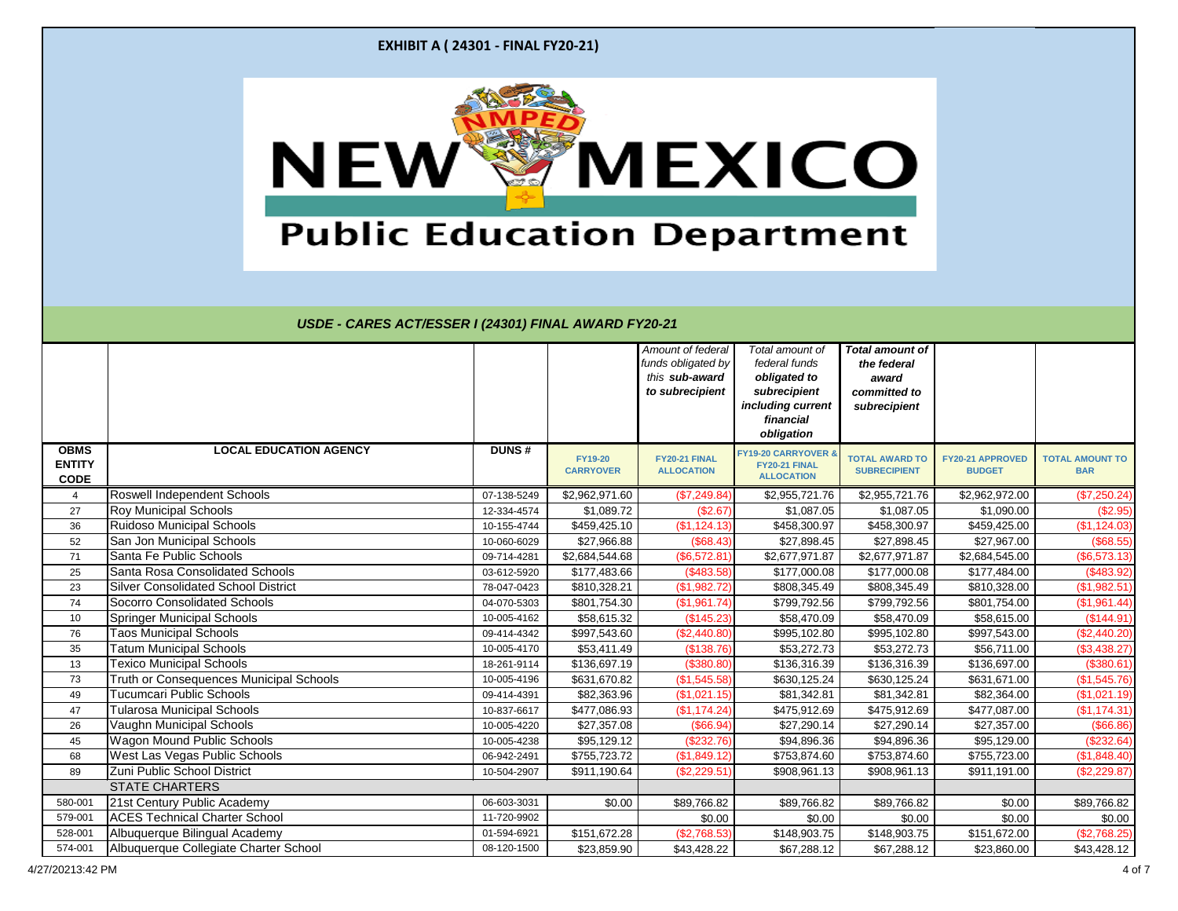**EXHIBIT A ( 24301 - FINAL FY20-21)**

NEW MEXICO Public Education Department

### *USDE - CARES ACT/ESSER I (24301) FINAL AWARD FY20-21*

| | | | | *Amount of federal funds obligated by this **sub-award** to subrecipient* | *Total amount of federal funds **obligated to subrecipient including current financial obligation*** | ***Total amount of the federal award committed to subrecipient*** | | |
|---|---|---|---|---|---|---|---|---|
| **OBMS ENTITY CODE** | **LOCAL EDUCATION AGENCY** | **DUNS #** | **FY19-20 CARRYOVER** | **FY20-21 FINAL ALLOCATION** | **FY19-20 CARRYOVER & FY20-21 FINAL ALLOCATION** | **TOTAL AWARD TO SUBRECIPIENT** | **FY20-21 APPROVED BUDGET** | **TOTAL AMOUNT TO BAR** |
| 4 | Roswell Independent Schools | 07-138-5249 | $2,962,971.60 | ($7,249.84) | $2,955,721.76 | $2,955,721.76 | $2,962,972.00 | ($7,250.24) |
| 27 | Roy Municipal Schools | 12-334-4574 | $1,089.72 | ($2.67) | $1,087.05 | $1,087.05 | $1,090.00 | ($2.95) |
| 36 | Ruidoso Municipal Schools | 10-155-4744 | $459,425.10 | ($1,124.13) | $458,300.97 | $458,300.97 | $459,425.00 | ($1,124.03) |
| 52 | San Jon Municipal Schools | 10-060-6029 | $27,966.88 | ($68.43) | $27,898.45 | $27,898.45 | $27,967.00 | ($68.55) |
| 71 | Santa Fe Public Schools | 09-714-4281 | $2,684,544.68 | ($6,572.81) | $2,677,971.87 | $2,677,971.87 | $2,684,545.00 | ($6,573.13) |
| 25 | Santa Rosa Consolidated Schools | 03-612-5920 | $177,483.66 | ($483.58) | $177,000.08 | $177,000.08 | $177,484.00 | ($483.92) |
| 23 | Silver Consolidated School District | 78-047-0423 | $810,328.21 | ($1,982.72) | $808,345.49 | $808,345.49 | $810,328.00 | ($1,982.51) |
| 74 | Socorro Consolidated Schools | 04-070-5303 | $801,754.30 | ($1,961.74) | $799,792.56 | $799,792.56 | $801,754.00 | ($1,961.44) |
| 10 | Springer Municipal Schools | 10-005-4162 | $58,615.32 | ($145.23) | $58,470.09 | $58,470.09 | $58,615.00 | ($144.91) |
| 76 | Taos Municipal Schools | 09-414-4342 | $997,543.60 | ($2,440.80) | $995,102.80 | $995,102.80 | $997,543.00 | ($2,440.20) |
| 35 | Tatum Municipal Schools | 10-005-4170 | $53,411.49 | ($138.76) | $53,272.73 | $53,272.73 | $56,711.00 | ($3,438.27) |
| 13 | Texico Municipal Schools | 18-261-9114 | $136,697.19 | ($380.80) | $136,316.39 | $136,316.39 | $136,697.00 | ($380.61) |
| 73 | Truth or Consequences Municipal Schools | 10-005-4196 | $631,670.82 | ($1,545.58) | $630,125.24 | $630,125.24 | $631,671.00 | ($1,545.76) |
| 49 | Tucumcari Public Schools | 09-414-4391 | $82,363.96 | ($1,021.15) | $81,342.81 | $81,342.81 | $82,364.00 | ($1,021.19) |
| 47 | Tularosa Municipal Schools | 10-837-6617 | $477,086.93 | ($1,174.24) | $475,912.69 | $475,912.69 | $477,087.00 | ($1,174.31) |
| 26 | Vaughn Municipal Schools | 10-005-4220 | $27,357.08 | ($66.94) | $27,290.14 | $27,290.14 | $27,357.00 | ($66.86) |
| 45 | Wagon Mound Public Schools | 10-005-4238 | $95,129.12 | ($232.76) | $94,896.36 | $94,896.36 | $95,129.00 | ($232.64) |
| 68 | West Las Vegas Public Schools | 06-942-2491 | $755,723.72 | ($1,849.12) | $753,874.60 | $753,874.60 | $755,723.00 | ($1,848.40) |
| 89 | Zuni Public School District | 10-504-2907 | $911,190.64 | ($2,229.51) | $908,961.13 | $908,961.13 | $911,191.00 | ($2,229.87) |
| | STATE CHARTERS | | | | | | | |
| 580-001 | 21st Century Public Academy | 06-603-3031 | $0.00 | $89,766.82 | $89,766.82 | $89,766.82 | $0.00 | $89,766.82 |
| 579-001 | ACES Technical Charter School | 11-720-9902 | | $0.00 | $0.00 | $0.00 | $0.00 | $0.00 |
| 528-001 | Albuquerque Bilingual Academy | 01-594-6921 | $151,672.28 | ($2,768.53) | $148,903.75 | $148,903.75 | $151,672.00 | ($2,768.25) |
| 574-001 | Albuquerque Collegiate Charter School | 08-120-1500 | $23,859.90 | $43,428.22 | $67,288.12 | $67,288.12 | $23,860.00 | $43,428.12 |

4/27/20213:42 PM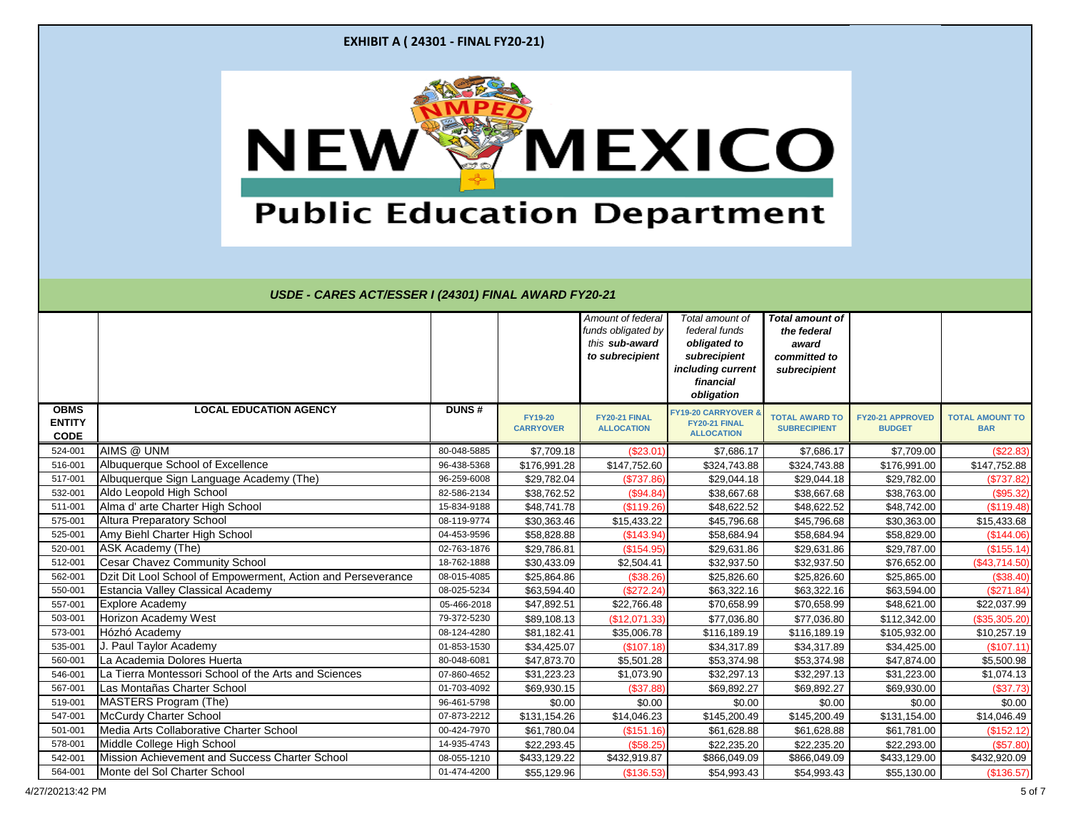**EXHIBIT A ( 24301 - FINAL FY20-21)**

NEW MEXICO Public Education Department

### *USDE - CARES ACT/ESSER I (24301) FINAL AWARD FY20-21*

| | | | | *Amount of federal funds obligated by this sub-award to subrecipient* | *Total amount of federal funds obligated to subrecipient including current financial obligation* | ***Total amount of the federal award committed to subrecipient*** | | |
|---|---|---|---|---|---|---|---|---|
| **OBMS ENTITY CODE** | **LOCAL EDUCATION AGENCY** | **DUNS #** | **FY19-20 CARRYOVER** | **FY20-21 FINAL ALLOCATION** | **FY19-20 CARRYOVER & FY20-21 FINAL ALLOCATION** | **TOTAL AWARD TO SUBRECIPIENT** | **FY20-21 APPROVED BUDGET** | **TOTAL AMOUNT TO BAR** |
| 524-001 | AIMS @ UNM | 80-048-5885 | $7,709.18 | ($23.01) | $7,686.17 | $7,686.17 | $7,709.00 | ($22.83) |
| 516-001 | Albuquerque School of Excellence | 96-438-5368 | $176,991.28 | $147,752.60 | $324,743.88 | $324,743.88 | $176,991.00 | $147,752.88 |
| 517-001 | Albuquerque Sign Language Academy (The) | 96-259-6008 | $29,782.04 | ($737.86) | $29,044.18 | $29,044.18 | $29,782.00 | ($737.82) |
| 532-001 | Aldo Leopold High School | 82-586-2134 | $38,762.52 | ($94.84) | $38,667.68 | $38,667.68 | $38,763.00 | ($95.32) |
| 511-001 | Alma d' arte Charter High School | 15-834-9188 | $48,741.78 | ($119.26) | $48,622.52 | $48,622.52 | $48,742.00 | ($119.48) |
| 575-001 | Altura Preparatory School | 08-119-9774 | $30,363.46 | $15,433.22 | $45,796.68 | $45,796.68 | $30,363.00 | $15,433.68 |
| 525-001 | Amy Biehl Charter High School | 04-453-9596 | $58,828.88 | ($143.94) | $58,684.94 | $58,684.94 | $58,829.00 | ($144.06) |
| 520-001 | ASK Academy (The) | 02-763-1876 | $29,786.81 | ($154.95) | $29,631.86 | $29,631.86 | $29,787.00 | ($155.14) |
| 512-001 | Cesar Chavez Community School | 18-762-1888 | $30,433.09 | $2,504.41 | $32,937.50 | $32,937.50 | $76,652.00 | ($43,714.50) |
| 562-001 | Dzit Dit Lool School of Empowerment, Action and Perseverance | 08-015-4085 | $25,864.86 | ($38.26) | $25,826.60 | $25,826.60 | $25,865.00 | ($38.40) |
| 550-001 | Estancia Valley Classical Academy | 08-025-5234 | $63,594.40 | ($272.24) | $63,322.16 | $63,322.16 | $63,594.00 | ($271.84) |
| 557-001 | Explore Academy | 05-466-2018 | $47,892.51 | $22,766.48 | $70,658.99 | $70,658.99 | $48,621.00 | $22,037.99 |
| 503-001 | Horizon Academy West | 79-372-5230 | $89,108.13 | ($12,071.33) | $77,036.80 | $77,036.80 | $112,342.00 | ($35,305.20) |
| 573-001 | Hózhó Academy | 08-124-4280 | $81,182.41 | $35,006.78 | $116,189.19 | $116,189.19 | $105,932.00 | $10,257.19 |
| 535-001 | J. Paul Taylor Academy | 01-853-1530 | $34,425.07 | ($107.18) | $34,317.89 | $34,317.89 | $34,425.00 | ($107.11) |
| 560-001 | La Academia Dolores Huerta | 80-048-6081 | $47,873.70 | $5,501.28 | $53,374.98 | $53,374.98 | $47,874.00 | $5,500.98 |
| 546-001 | La Tierra Montessori School of the Arts and Sciences | 07-860-4652 | $31,223.23 | $1,073.90 | $32,297.13 | $32,297.13 | $31,223.00 | $1,074.13 |
| 567-001 | Las Montañas Charter School | 01-703-4092 | $69,930.15 | ($37.88) | $69,892.27 | $69,892.27 | $69,930.00 | ($37.73) |
| 519-001 | MASTERS Program (The) | 96-461-5798 | $0.00 | $0.00 | $0.00 | $0.00 | $0.00 | $0.00 |
| 547-001 | McCurdy Charter School | 07-873-2212 | $131,154.26 | $14,046.23 | $145,200.49 | $145,200.49 | $131,154.00 | $14,046.49 |
| 501-001 | Media Arts Collaborative Charter School | 00-424-7970 | $61,780.04 | ($151.16) | $61,628.88 | $61,628.88 | $61,781.00 | ($152.12) |
| 578-001 | Middle College High School | 14-935-4743 | $22,293.45 | ($58.25) | $22,235.20 | $22,235.20 | $22,293.00 | ($57.80) |
| 542-001 | Mission Achievement and Success Charter School | 08-055-1210 | $433,129.22 | $432,919.87 | $866,049.09 | $866,049.09 | $433,129.00 | $432,920.09 |
| 564-001 | Monte del Sol Charter School | 01-474-4200 | $55,129.96 | ($136.53) | $54,993.43 | $54,993.43 | $55,130.00 | ($136.57) |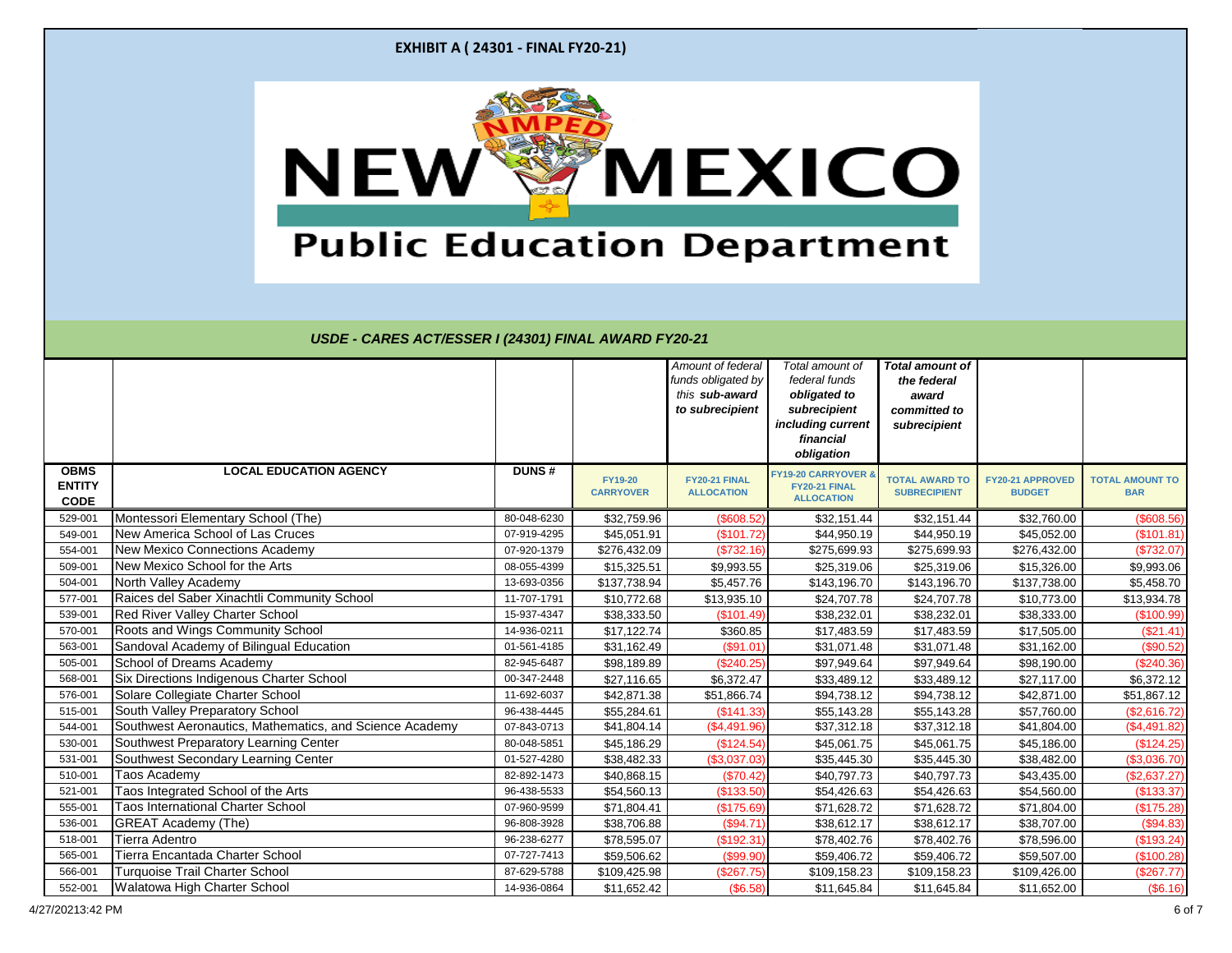**EXHIBIT A ( 24301 - FINAL FY20-21)**

NEW MEXICO Public Education Department

***USDE - CARES ACT/ESSER I (24301) FINAL AWARD FY20-21***

| OBMS ENTITY CODE | LOCAL EDUCATION AGENCY | DUNS # | FY19-20 CARRYOVER | *Amount of federal funds obligated by this **sub-award** to subrecipient* FY20-21 FINAL ALLOCATION | *Total amount of federal funds **obligated to subrecipient including current financial obligation*** FY19-20 CARRYOVER & FY20-21 FINAL ALLOCATION | ***Total amount of the federal award committed to subrecipient*** TOTAL AWARD TO SUBRECIPIENT | FY20-21 APPROVED BUDGET | TOTAL AMOUNT TO BAR |
|---|---|---|---|---|---|---|---|---|
| 529-001 | Montessori Elementary School (The) | 80-048-6230 | $32,759.96 | ($608.52) | $32,151.44 | $32,151.44 | $32,760.00 | ($608.56) |
| 549-001 | New America School of Las Cruces | 07-919-4295 | $45,051.91 | ($101.72) | $44,950.19 | $44,950.19 | $45,052.00 | ($101.81) |
| 554-001 | New Mexico Connections Academy | 07-920-1379 | $276,432.09 | ($732.16) | $275,699.93 | $275,699.93 | $276,432.00 | ($732.07) |
| 509-001 | New Mexico School for the Arts | 08-055-4399 | $15,325.51 | $9,993.55 | $25,319.06 | $25,319.06 | $15,326.00 | $9,993.06 |
| 504-001 | North Valley Academy | 13-693-0356 | $137,738.94 | $5,457.76 | $143,196.70 | $143,196.70 | $137,738.00 | $5,458.70 |
| 577-001 | Raices del Saber Xinachtli Community School | 11-707-1791 | $10,772.68 | $13,935.10 | $24,707.78 | $24,707.78 | $10,773.00 | $13,934.78 |
| 539-001 | Red River Valley Charter School | 15-937-4347 | $38,333.50 | ($101.49) | $38,232.01 | $38,232.01 | $38,333.00 | ($100.99) |
| 570-001 | Roots and Wings Community School | 14-936-0211 | $17,122.74 | $360.85 | $17,483.59 | $17,483.59 | $17,505.00 | ($21.41) |
| 563-001 | Sandoval Academy of Bilingual Education | 01-561-4185 | $31,162.49 | ($91.01) | $31,071.48 | $31,071.48 | $31,162.00 | ($90.52) |
| 505-001 | School of Dreams Academy | 82-945-6487 | $98,189.89 | ($240.25) | $97,949.64 | $97,949.64 | $98,190.00 | ($240.36) |
| 568-001 | Six Directions Indigenous Charter School | 00-347-2448 | $27,116.65 | $6,372.47 | $33,489.12 | $33,489.12 | $27,117.00 | $6,372.12 |
| 576-001 | Solare Collegiate Charter School | 11-692-6037 | $42,871.38 | $51,866.74 | $94,738.12 | $94,738.12 | $42,871.00 | $51,867.12 |
| 515-001 | South Valley Preparatory School | 96-438-4445 | $55,284.61 | ($141.33) | $55,143.28 | $55,143.28 | $57,760.00 | ($2,616.72) |
| 544-001 | Southwest Aeronautics, Mathematics, and Science Academy | 07-843-0713 | $41,804.14 | ($4,491.96) | $37,312.18 | $37,312.18 | $41,804.00 | ($4,491.82) |
| 530-001 | Southwest Preparatory Learning Center | 80-048-5851 | $45,186.29 | ($124.54) | $45,061.75 | $45,061.75 | $45,186.00 | ($124.25) |
| 531-001 | Southwest Secondary Learning Center | 01-527-4280 | $38,482.33 | ($3,037.03) | $35,445.30 | $35,445.30 | $38,482.00 | ($3,036.70) |
| 510-001 | Taos Academy | 82-892-1473 | $40,868.15 | ($70.42) | $40,797.73 | $40,797.73 | $43,435.00 | ($2,637.27) |
| 521-001 | Taos Integrated School of the Arts | 96-438-5533 | $54,560.13 | ($133.50) | $54,426.63 | $54,426.63 | $54,560.00 | ($133.37) |
| 555-001 | Taos International Charter School | 07-960-9599 | $71,804.41 | ($175.69) | $71,628.72 | $71,628.72 | $71,804.00 | ($175.28) |
| 536-001 | GREAT Academy (The) | 96-808-3928 | $38,706.88 | ($94.71) | $38,612.17 | $38,612.17 | $38,707.00 | ($94.83) |
| 518-001 | Tierra Adentro | 96-238-6277 | $78,595.07 | ($192.31) | $78,402.76 | $78,402.76 | $78,596.00 | ($193.24) |
| 565-001 | Tierra Encantada Charter School | 07-727-7413 | $59,506.62 | ($99.90) | $59,406.72 | $59,406.72 | $59,507.00 | ($100.28) |
| 566-001 | Turquoise Trail Charter School | 87-629-5788 | $109,425.98 | ($267.75) | $109,158.23 | $109,158.23 | $109,426.00 | ($267.77) |
| 552-001 | Walatowa High Charter School | 14-936-0864 | $11,652.42 | ($6.58) | $11,645.84 | $11,645.84 | $11,652.00 | ($6.16) |

4/27/2021 3:42 PM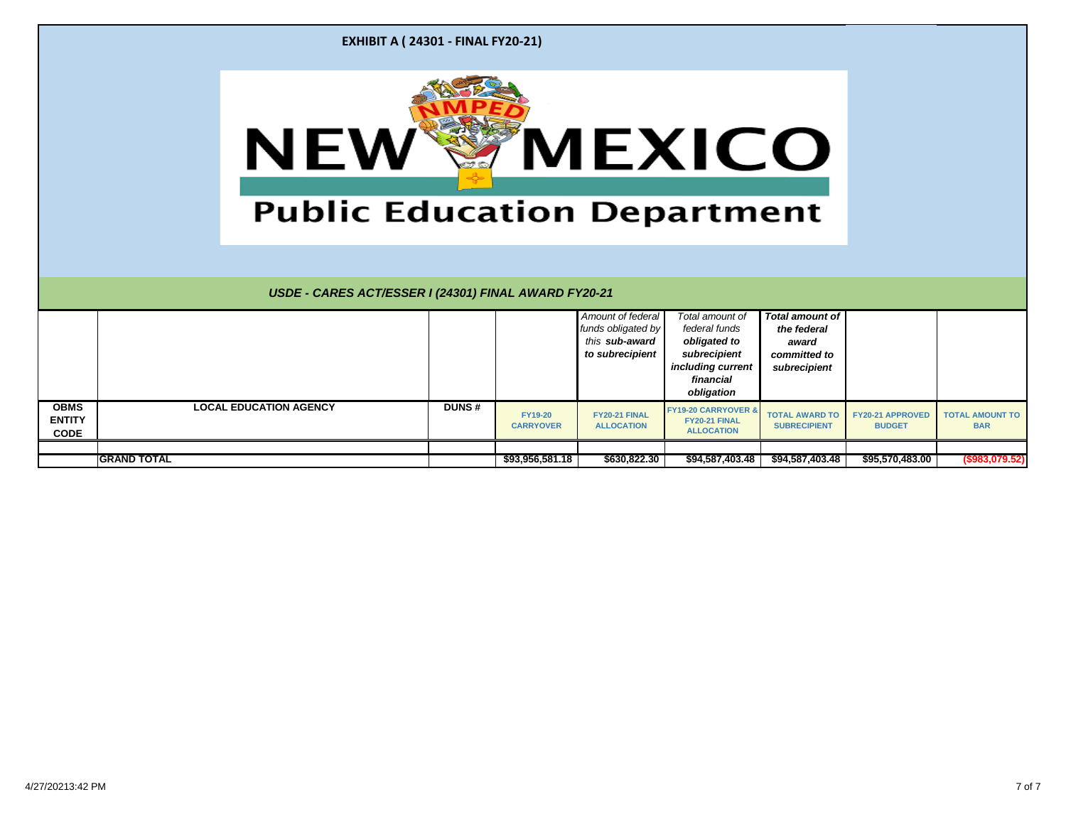EXHIBIT A ( 24301 - FINAL FY20-21)

NEW MEXICO Public Education Department

*USDE - CARES ACT/ESSER I (24301) FINAL AWARD FY20-21*

| | | | | *Amount of federal funds obligated by this **sub-award to subrecipient*** | *Total amount of federal funds **obligated to subrecipient including current financial obligation*** | ***Total amount of the federal award committed to subrecipient*** | | |
|---|---|---|---|---|---|---|---|---|
| **OBMS ENTITY CODE** | **LOCAL EDUCATION AGENCY** | **DUNS #** | **FY19-20 CARRYOVER** | **FY20-21 FINAL ALLOCATION** | **FY19-20 CARRYOVER & FY20-21 FINAL ALLOCATION** | **TOTAL AWARD TO SUBRECIPIENT** | **FY20-21 APPROVED BUDGET** | **TOTAL AMOUNT TO BAR** |
| | | | | | | | | |
| | **GRAND TOTAL** | | **$93,956,581.18** | **$630,822.30** | **$94,587,403.48** | **$94,587,403.48** | **$95,570,483.00** | **($983,079.52)** |

4/27/2021 3:42 PM